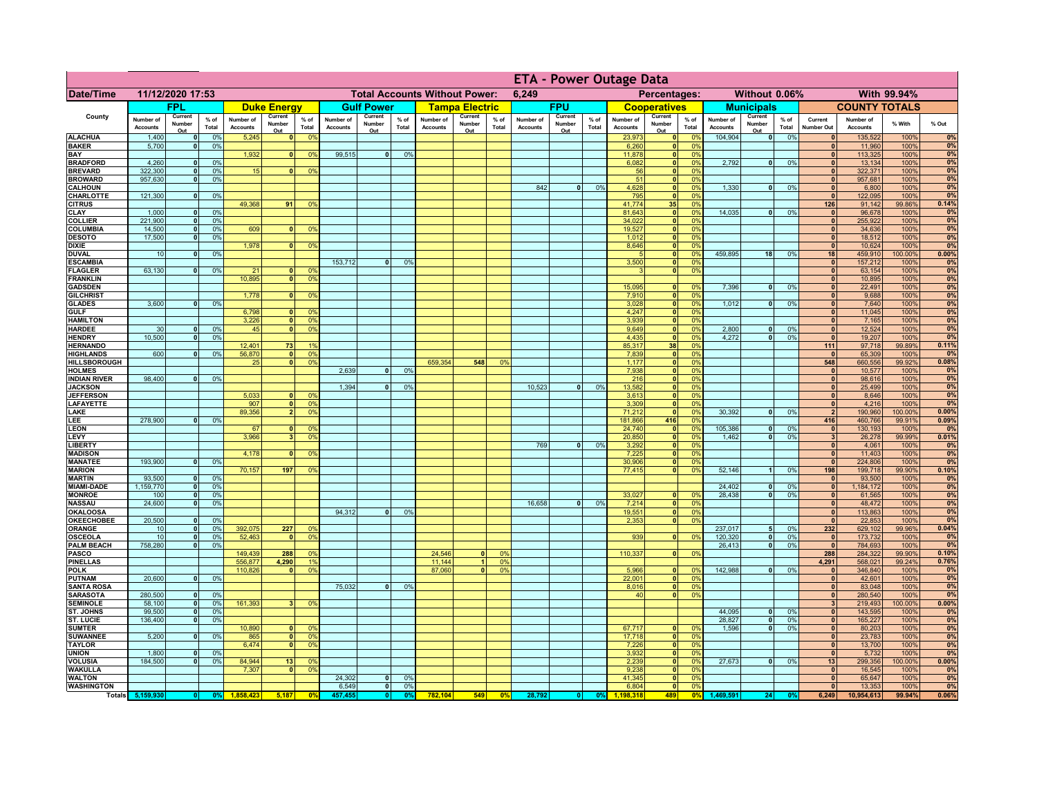# ETA - Power Outage Data

| Date/Time | 11/12/2020 17:53 | | | Total Accounts Without Power: | | | 6,249 | | | Percentages: | | | Without 0.06% | | | With 99.94% | | | | | | |
|---|---|---|---|---|---|---|---|---|---|---|---|---|---|---|---|---|---|---|---|---|---|---|
| County | FPL | | | Duke Energy | | | Gulf Power | | | Tampa Electric | | | FPU | | | Cooperatives | | | Municipals | | | COUNTY TOTALS | | | |
| | Number of Accounts | Current Number Out | % of Total | Number of Accounts | Current Number Out | % of Total | Number of Accounts | Current Number Out | % of Total | Number of Accounts | Current Number Out | % of Total | Number of Accounts | Current Number Out | % of Total | Number of Accounts | Current Number Out | % of Total | Number of Accounts | Current Number Out | % of Total | Current Number Out | Number of Accounts | % With | % Out |
| ALACHUA | 1,400 | 0 | 0% | 5,245 | 0 | 0% | | | | | | | | | | 23,973 | 0 | 0% | 104,904 | 0 | 0% | 0 | 135,522 | 100% | 0% |
| BAKER | 5,700 | 0 | 0% | | | | | | | | | | | | | 6,260 | 0 | 0% | | | | 0 | 11,960 | 100% | 0% |
| BAY | | | | 1,932 | 0 | 0% | 99,515 | 0 | 0% | | | | | | | 11,878 | 0 | 0% | | | | 0 | 113,325 | 100% | 0% |
| BRADFORD | 4,260 | 0 | 0% | | | | | | | | | | | | | 6,082 | 0 | 0% | 2,792 | 0 | 0% | 0 | 13,134 | 100% | 0% |
| BREVARD | 322,300 | 0 | 0% | 15 | 0 | 0% | | | | | | | | | | 56 | 0 | 0% | | | | 0 | 322,371 | 100% | 0% |
| BROWARD | 957,630 | 0 | 0% | | | | | | | | | | | | | 51 | 0 | 0% | | | | 0 | 957,681 | 100% | 0% |
| CALHOUN | | | | | | | | | | | | | 842 | 0 | 0% | 4,628 | 0 | 0% | 1,330 | 0 | 0% | 0 | 6,800 | 100% | 0% |
| CHARLOTTE | 121,300 | 0 | 0% | | | | | | | | | | | | | 795 | 0 | 0% | | | | 0 | 122,095 | 100% | 0% |
| CITRUS | | | | 49,368 | 91 | 0% | | | | | | | | | | 41,774 | 35 | 0% | | | | 126 | 91,142 | 99.86% | 0.14% |
| CLAY | 1,000 | 0 | 0% | | | | | | | | | | | | | 81,643 | 0 | 0% | 14,035 | 0 | 0% | 0 | 96,678 | 100% | 0% |
| COLLIER | 221,900 | 0 | 0% | | | | | | | | | | | | | 34,022 | 0 | 0% | | | | 0 | 255,922 | 100% | 0% |
| COLUMBIA | 14,500 | 0 | 0% | 609 | 0 | 0% | | | | | | | | | | 19,527 | 0 | 0% | | | | 0 | 34,636 | 100% | 0% |
| DESOTO | 17,500 | 0 | 0% | | | | | | | | | | | | | 1,012 | 0 | 0% | | | | 0 | 18,512 | 100% | 0% |
| DIXIE | | | | 1,978 | 0 | 0% | | | | | | | | | | 8,646 | 0 | 0% | | | | 0 | 10,624 | 100% | 0% |
| DUVAL | 10 | 0 | 0% | | | | | | | | | | | | | 5 | 0 | 0% | 459,895 | 18 | 0% | 18 | 459,910 | 100.00% | 0.00% |
| ESCAMBIA | | | | | | | 153,712 | 0 | 0% | | | | | | | 3,500 | 0 | 0% | | | | 0 | 157,212 | 100% | 0% |
| FLAGLER | 63,130 | 0 | 0% | 21 | 0 | 0% | | | | | | | | | | 3 | 0 | 0% | | | | 0 | 63,154 | 100% | 0% |
| FRANKLIN | | | | 10,895 | 0 | 0% | | | | | | | | | | | | | | | | 0 | 10,895 | 100% | 0% |
| GADSDEN | | | | | | | | | | | | | | | | 15,095 | 0 | 0% | 7,396 | 0 | 0% | 0 | 22,491 | 100% | 0% |
| GILCHRIST | | | | 1,778 | 0 | 0% | | | | | | | | | | 7,910 | 0 | 0% | | | | 0 | 9,688 | 100% | 0% |
| GLADES | 3,600 | 0 | 0% | | | | | | | | | | | | | 3,028 | 0 | 0% | 1,012 | 0 | 0% | 0 | 7,640 | 100% | 0% |
| GULF | | | | 6,798 | 0 | 0% | | | | | | | | | | 4,247 | 0 | 0% | | | | 0 | 11,045 | 100% | 0% |
| HAMILTON | | | | 3,226 | 0 | 0% | | | | | | | | | | 3,939 | 0 | 0% | | | | 0 | 7,165 | 100% | 0% |
| HARDEE | 30 | 0 | 0% | 45 | 0 | 0% | | | | | | | | | | 9,649 | 0 | 0% | 2,800 | 0 | 0% | 0 | 12,524 | 100% | 0% |
| HENDRY | 10,500 | 0 | 0% | | | | | | | | | | | | | 4,435 | 0 | 0% | 4,272 | 0 | 0% | 0 | 19,207 | 100% | 0% |
| HERNANDO | | | | 12,401 | 73 | 1% | | | | | | | | | | 85,317 | 38 | 0% | | | | 111 | 97,718 | 99.89% | 0.11% |
| HIGHLANDS | 600 | 0 | 0% | 56,870 | 0 | 0% | | | | | | | | | | 7,839 | 0 | 0% | | | | 0 | 65,309 | 100% | 0% |
| HILLSBOROUGH | | | | 25 | 0 | 0% | | | | 659,354 | 548 | 0% | | | | 1,177 | 0 | 0% | | | | 548 | 660,556 | 99.92% | 0.08% |
| HOLMES | | | | | | | 2,639 | 0 | 0% | | | | | | | 7,938 | 0 | 0% | | | | 0 | 10,577 | 100% | 0% |
| INDIAN RIVER | 98,400 | 0 | 0% | | | | | | | | | | | | | 216 | 0 | 0% | | | | 0 | 98,616 | 100% | 0% |
| JACKSON | | | | | | | 1,394 | 0 | 0% | | | | 10,523 | 0 | 0% | 13,582 | 0 | 0% | | | | 0 | 25,499 | 100% | 0% |
| JEFFERSON | | | | 5,033 | 0 | 0% | | | | | | | | | | 3,613 | 0 | 0% | | | | 0 | 8,646 | 100% | 0% |
| LAFAYETTE | | | | 907 | 0 | 0% | | | | | | | | | | 3,309 | 0 | 0% | | | | 0 | 4,216 | 100% | 0% |
| LAKE | | | | 89,356 | 2 | 0% | | | | | | | | | | 71,212 | 0 | 0% | 30,392 | 0 | 0% | 2 | 190,960 | 100.00% | 0.00% |
| LEE | 278,900 | 0 | 0% | | | | | | | | | | | | | 181,866 | 416 | 0% | | | | 416 | 460,766 | 99.91% | 0.09% |
| LEON | | | | 67 | 0 | 0% | | | | | | | | | | 24,740 | 0 | 0% | 105,386 | 0 | 0% | 0 | 130,193 | 100% | 0% |
| LEVY | | | | 3,966 | 3 | 0% | | | | | | | | | | 20,850 | 0 | 0% | 1,462 | 0 | 0% | 3 | 26,278 | 99.99% | 0.01% |
| LIBERTY | | | | | | | | | | | | | 769 | 0 | 0% | 3,292 | 0 | 0% | | | | 0 | 4,061 | 100% | 0% |
| MADISON | | | | 4,178 | 0 | 0% | | | | | | | | | | 7,225 | 0 | 0% | | | | 0 | 11,403 | 100% | 0% |
| MANATEE | 193,900 | 0 | 0% | | | | | | | | | | | | | 30,906 | 0 | 0% | | | | 0 | 224,806 | 100% | 0% |
| MARION | | | | 70,157 | 197 | 0% | | | | | | | | | | 77,415 | 0 | 0% | 52,146 | 1 | 0% | 198 | 199,718 | 99.90% | 0.10% |
| MARTIN | 93,500 | 0 | 0% | | | | | | | | | | | | | | | | | | | 0 | 93,500 | 100% | 0% |
| MIAMI-DADE | 1,159,770 | 0 | 0% | | | | | | | | | | | | | | | | 24,402 | 0 | 0% | 0 | 1,184,172 | 100% | 0% |
| MONROE | 100 | 0 | 0% | | | | | | | | | | | | | 33,027 | 0 | 0% | 28,438 | 0 | 0% | 0 | 61,565 | 100% | 0% |
| NASSAU | 24,600 | 0 | 0% | | | | | | | | | | 16,658 | 0 | 0% | 7,214 | 0 | 0% | | | | 0 | 48,472 | 100% | 0% |
| OKALOOSA | | | | | | | 94,312 | 0 | 0% | | | | | | | 19,551 | 0 | 0% | | | | 0 | 113,863 | 100% | 0% |
| OKEECHOBEE | 20,500 | 0 | 0% | | | | | | | | | | | | | 2,353 | 0 | 0% | | | | 0 | 22,853 | 100% | 0% |
| ORANGE | 10 | 0 | 0% | 392,075 | 227 | 0% | | | | | | | | | | | | | 237,017 | 5 | 0% | 232 | 629,102 | 99.96% | 0.04% |
| OSCEOLA | 10 | 0 | 0% | 52,463 | 0 | 0% | | | | | | | | | | 939 | 0 | 0% | 120,320 | 0 | 0% | 0 | 173,732 | 100% | 0% |
| PALM BEACH | 758,280 | 0 | 0% | | | | | | | | | | | | | | | | 26,413 | 0 | 0% | 0 | 784,693 | 100% | 0% |
| PASCO | | | | 149,439 | 288 | 0% | | | | 24,546 | 0 | 0% | | | | 110,337 | 0 | 0% | | | | 288 | 284,322 | 99.90% | 0.10% |
| PINELLAS | | | | 556,877 | 4,290 | 1% | | | | 11,144 | 1 | 0% | | | | | | | | | | 4,291 | 568,021 | 99.24% | 0.76% |
| POLK | | | | 110,826 | 0 | 0% | | | | 87,060 | 0 | 0% | | | | 5,966 | 0 | 0% | 142,988 | 0 | 0% | 0 | 346,840 | 100% | 0% |
| PUTNAM | 20,600 | 0 | 0% | | | | | | | | | | | | | 22,001 | 0 | 0% | | | | 0 | 42,601 | 100% | 0% |
| SANTA ROSA | | | | | | | 75,032 | 0 | 0% | | | | | | | 8,016 | 0 | 0% | | | | 0 | 83,048 | 100% | 0% |
| SARASOTA | 280,500 | 0 | 0% | | | | | | | | | | | | | 40 | 0 | 0% | | | | 0 | 280,540 | 100% | 0% |
| SEMINOLE | 58,100 | 0 | 0% | 161,393 | 3 | 0% | | | | | | | | | | | | | | | | 3 | 219,493 | 100.00% | 0.00% |
| ST. JOHNS | 99,500 | 0 | 0% | | | | | | | | | | | | | | | | 44,095 | 0 | 0% | 0 | 143,595 | 100% | 0% |
| ST. LUCIE | 136,400 | 0 | 0% | | | | | | | | | | | | | | | | 28,827 | 0 | 0% | 0 | 165,227 | 100% | 0% |
| SUMTER | | | | 10,890 | 0 | 0% | | | | | | | | | | 67,717 | 0 | 0% | 1,596 | 0 | 0% | 0 | 80,203 | 100% | 0% |
| SUWANNEE | 5,200 | 0 | 0% | 865 | 0 | 0% | | | | | | | | | | 17,718 | 0 | 0% | | | | 0 | 23,783 | 100% | 0% |
| TAYLOR | | | | 6,474 | 0 | 0% | | | | | | | | | | 7,226 | 0 | 0% | | | | 0 | 13,700 | 100% | 0% |
| UNION | 1,800 | 0 | 0% | | | | | | | | | | | | | 3,932 | 0 | 0% | | | | 0 | 5,732 | 100% | 0% |
| VOLUSIA | 184,500 | 0 | 0% | 84,944 | 13 | 0% | | | | | | | | | | 2,239 | 0 | 0% | 27,673 | 0 | 0% | 13 | 299,356 | 100.00% | 0.00% |
| WAKULLA | | | | 7,307 | 0 | 0% | | | | | | | | | | 9,238 | 0 | 0% | | | | 0 | 16,545 | 100% | 0% |
| WALTON | | | | | | | 24,302 | 0 | 0% | | | | | | | 41,345 | 0 | 0% | | | | 0 | 65,647 | 100% | 0% |
| WASHINGTON | | | | | | | 6,549 | 0 | 0% | | | | | | | 6,804 | 0 | 0% | | | | 0 | 13,353 | 100% | 0% |
| Totals | 5,159,930 | 0 | 0% | 1,858,423 | 5,187 | 0% | 457,455 | 0 | 0% | 782,104 | 549 | 0% | 28,792 | 0 | 0% | 1,198,318 | 489 | 0% | 1,469,591 | 24 | 0% | 6,249 | 10,954,613 | 99.94% | 0.06% |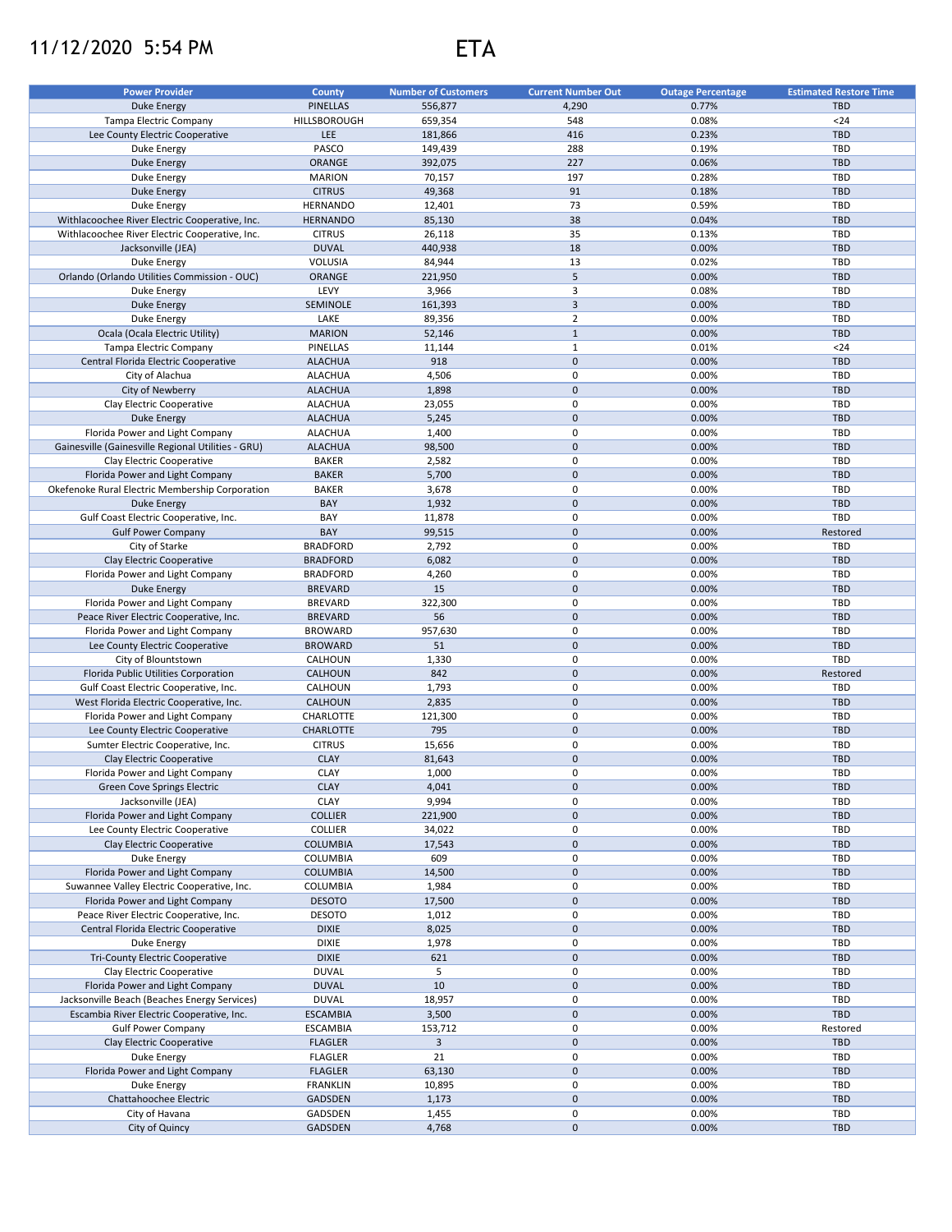# 11/12/2020 5:54 PM ETA

| Power Provider | County | Number of Customers | Current Number Out | Outage Percentage | Estimated Restore Time |
|---|---|---|---|---|---|
| Duke Energy | PINELLAS | 556,877 | 4,290 | 0.77% | TBD |
| Tampa Electric Company | HILLSBOROUGH | 659,354 | 548 | 0.08% | <24 |
| Lee County Electric Cooperative | LEE | 181,866 | 416 | 0.23% | TBD |
| Duke Energy | PASCO | 149,439 | 288 | 0.19% | TBD |
| Duke Energy | ORANGE | 392,075 | 227 | 0.06% | TBD |
| Duke Energy | MARION | 70,157 | 197 | 0.28% | TBD |
| Duke Energy | CITRUS | 49,368 | 91 | 0.18% | TBD |
| Duke Energy | HERNANDO | 12,401 | 73 | 0.59% | TBD |
| Withlacoochee River Electric Cooperative, Inc. | HERNANDO | 85,130 | 38 | 0.04% | TBD |
| Withlacoochee River Electric Cooperative, Inc. | CITRUS | 26,118 | 35 | 0.13% | TBD |
| Jacksonville (JEA) | DUVAL | 440,938 | 18 | 0.00% | TBD |
| Duke Energy | VOLUSIA | 84,944 | 13 | 0.02% | TBD |
| Orlando (Orlando Utilities Commission - OUC) | ORANGE | 221,950 | 5 | 0.00% | TBD |
| Duke Energy | LEVY | 3,966 | 3 | 0.08% | TBD |
| Duke Energy | SEMINOLE | 161,393 | 3 | 0.00% | TBD |
| Duke Energy | LAKE | 89,356 | 2 | 0.00% | TBD |
| Ocala (Ocala Electric Utility) | MARION | 52,146 | 1 | 0.00% | TBD |
| Tampa Electric Company | PINELLAS | 11,144 | 1 | 0.01% | <24 |
| Central Florida Electric Cooperative | ALACHUA | 918 | 0 | 0.00% | TBD |
| City of Alachua | ALACHUA | 4,506 | 0 | 0.00% | TBD |
| City of Newberry | ALACHUA | 1,898 | 0 | 0.00% | TBD |
| Clay Electric Cooperative | ALACHUA | 23,055 | 0 | 0.00% | TBD |
| Duke Energy | ALACHUA | 5,245 | 0 | 0.00% | TBD |
| Florida Power and Light Company | ALACHUA | 1,400 | 0 | 0.00% | TBD |
| Gainesville (Gainesville Regional Utilities - GRU) | ALACHUA | 98,500 | 0 | 0.00% | TBD |
| Clay Electric Cooperative | BAKER | 2,582 | 0 | 0.00% | TBD |
| Florida Power and Light Company | BAKER | 5,700 | 0 | 0.00% | TBD |
| Okefenoke Rural Electric Membership Corporation | BAKER | 3,678 | 0 | 0.00% | TBD |
| Duke Energy | BAY | 1,932 | 0 | 0.00% | TBD |
| Gulf Coast Electric Cooperative, Inc. | BAY | 11,878 | 0 | 0.00% | TBD |
| Gulf Power Company | BAY | 99,515 | 0 | 0.00% | Restored |
| City of Starke | BRADFORD | 2,792 | 0 | 0.00% | TBD |
| Clay Electric Cooperative | BRADFORD | 6,082 | 0 | 0.00% | TBD |
| Florida Power and Light Company | BRADFORD | 4,260 | 0 | 0.00% | TBD |
| Duke Energy | BREVARD | 15 | 0 | 0.00% | TBD |
| Florida Power and Light Company | BREVARD | 322,300 | 0 | 0.00% | TBD |
| Peace River Electric Cooperative, Inc. | BREVARD | 56 | 0 | 0.00% | TBD |
| Florida Power and Light Company | BROWARD | 957,630 | 0 | 0.00% | TBD |
| Lee County Electric Cooperative | BROWARD | 51 | 0 | 0.00% | TBD |
| City of Blountstown | CALHOUN | 1,330 | 0 | 0.00% | TBD |
| Florida Public Utilities Corporation | CALHOUN | 842 | 0 | 0.00% | Restored |
| Gulf Coast Electric Cooperative, Inc. | CALHOUN | 1,793 | 0 | 0.00% | TBD |
| West Florida Electric Cooperative, Inc. | CALHOUN | 2,835 | 0 | 0.00% | TBD |
| Florida Power and Light Company | CHARLOTTE | 121,300 | 0 | 0.00% | TBD |
| Lee County Electric Cooperative | CHARLOTTE | 795 | 0 | 0.00% | TBD |
| Sumter Electric Cooperative, Inc. | CITRUS | 15,656 | 0 | 0.00% | TBD |
| Clay Electric Cooperative | CLAY | 81,643 | 0 | 0.00% | TBD |
| Florida Power and Light Company | CLAY | 1,000 | 0 | 0.00% | TBD |
| Green Cove Springs Electric | CLAY | 4,041 | 0 | 0.00% | TBD |
| Jacksonville (JEA) | CLAY | 9,994 | 0 | 0.00% | TBD |
| Florida Power and Light Company | COLLIER | 221,900 | 0 | 0.00% | TBD |
| Lee County Electric Cooperative | COLLIER | 34,022 | 0 | 0.00% | TBD |
| Clay Electric Cooperative | COLUMBIA | 17,543 | 0 | 0.00% | TBD |
| Duke Energy | COLUMBIA | 609 | 0 | 0.00% | TBD |
| Florida Power and Light Company | COLUMBIA | 14,500 | 0 | 0.00% | TBD |
| Suwannee Valley Electric Cooperative, Inc. | COLUMBIA | 1,984 | 0 | 0.00% | TBD |
| Florida Power and Light Company | DESOTO | 17,500 | 0 | 0.00% | TBD |
| Peace River Electric Cooperative, Inc. | DESOTO | 1,012 | 0 | 0.00% | TBD |
| Central Florida Electric Cooperative | DIXIE | 8,025 | 0 | 0.00% | TBD |
| Duke Energy | DIXIE | 1,978 | 0 | 0.00% | TBD |
| Tri-County Electric Cooperative | DIXIE | 621 | 0 | 0.00% | TBD |
| Clay Electric Cooperative | DUVAL | 5 | 0 | 0.00% | TBD |
| Florida Power and Light Company | DUVAL | 10 | 0 | 0.00% | TBD |
| Jacksonville Beach (Beaches Energy Services) | DUVAL | 18,957 | 0 | 0.00% | TBD |
| Escambia River Electric Cooperative, Inc. | ESCAMBIA | 3,500 | 0 | 0.00% | TBD |
| Gulf Power Company | ESCAMBIA | 153,712 | 0 | 0.00% | Restored |
| Clay Electric Cooperative | FLAGLER | 3 | 0 | 0.00% | TBD |
| Duke Energy | FLAGLER | 21 | 0 | 0.00% | TBD |
| Florida Power and Light Company | FLAGLER | 63,130 | 0 | 0.00% | TBD |
| Duke Energy | FRANKLIN | 10,895 | 0 | 0.00% | TBD |
| Chattahoochee Electric | GADSDEN | 1,173 | 0 | 0.00% | TBD |
| City of Havana | GADSDEN | 1,455 | 0 | 0.00% | TBD |
| City of Quincy | GADSDEN | 4,768 | 0 | 0.00% | TBD |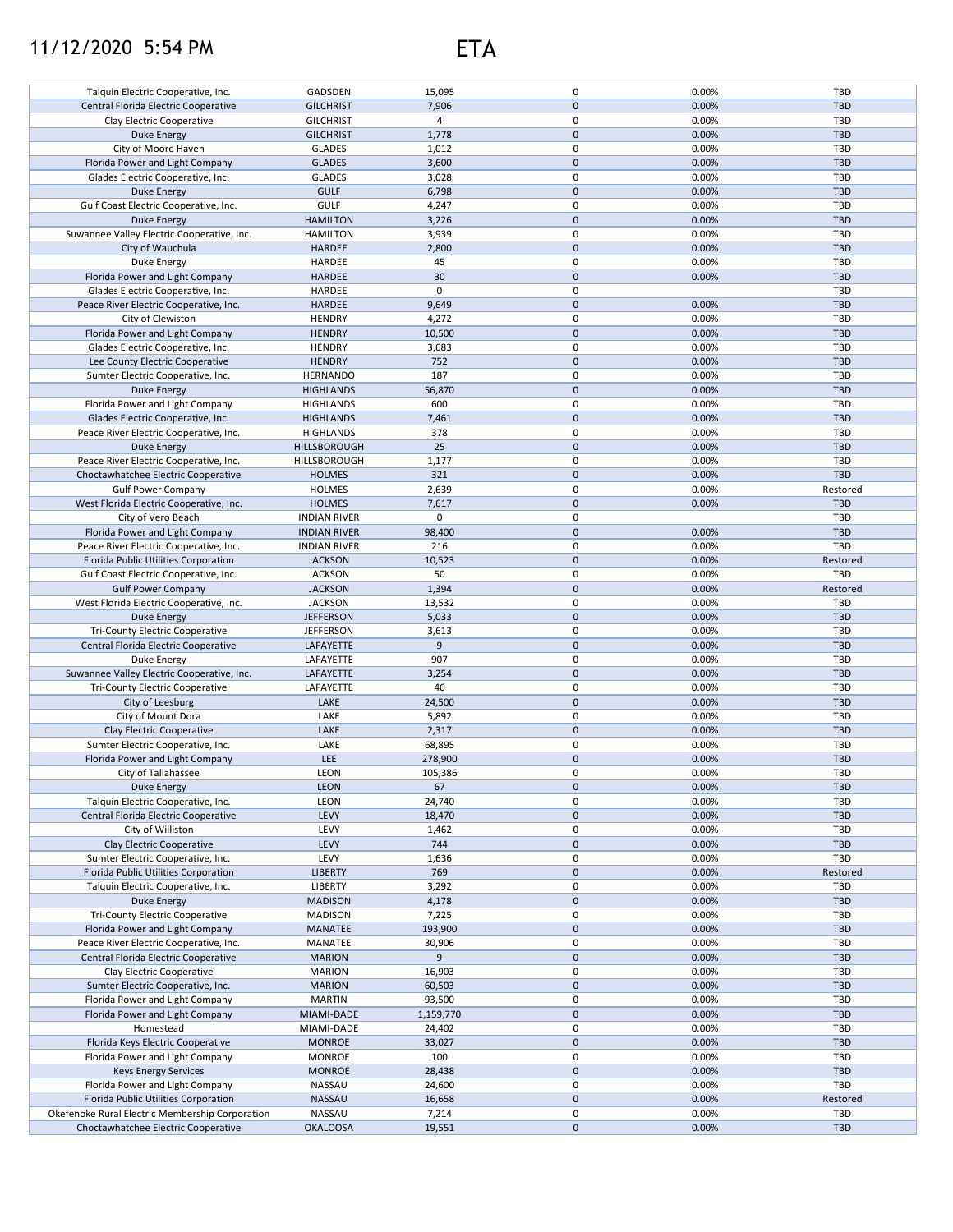# 11/12/2020 5:54 PM

# ETA

| | | | | | |
|---|---|---|---|---|---|
| Talquin Electric Cooperative, Inc. | GADSDEN | 15,095 | 0 | 0.00% | TBD |
| Central Florida Electric Cooperative | GILCHRIST | 7,906 | 0 | 0.00% | TBD |
| Clay Electric Cooperative | GILCHRIST | 4 | 0 | 0.00% | TBD |
| Duke Energy | GILCHRIST | 1,778 | 0 | 0.00% | TBD |
| City of Moore Haven | GLADES | 1,012 | 0 | 0.00% | TBD |
| Florida Power and Light Company | GLADES | 3,600 | 0 | 0.00% | TBD |
| Glades Electric Cooperative, Inc. | GLADES | 3,028 | 0 | 0.00% | TBD |
| Duke Energy | GULF | 6,798 | 0 | 0.00% | TBD |
| Gulf Coast Electric Cooperative, Inc. | GULF | 4,247 | 0 | 0.00% | TBD |
| Duke Energy | HAMILTON | 3,226 | 0 | 0.00% | TBD |
| Suwannee Valley Electric Cooperative, Inc. | HAMILTON | 3,939 | 0 | 0.00% | TBD |
| City of Wauchula | HARDEE | 2,800 | 0 | 0.00% | TBD |
| Duke Energy | HARDEE | 45 | 0 | 0.00% | TBD |
| Florida Power and Light Company | HARDEE | 30 | 0 | 0.00% | TBD |
| Glades Electric Cooperative, Inc. | HARDEE | 0 | 0 | | TBD |
| Peace River Electric Cooperative, Inc. | HARDEE | 9,649 | 0 | 0.00% | TBD |
| City of Clewiston | HENDRY | 4,272 | 0 | 0.00% | TBD |
| Florida Power and Light Company | HENDRY | 10,500 | 0 | 0.00% | TBD |
| Glades Electric Cooperative, Inc. | HENDRY | 3,683 | 0 | 0.00% | TBD |
| Lee County Electric Cooperative | HENDRY | 752 | 0 | 0.00% | TBD |
| Sumter Electric Cooperative, Inc. | HERNANDO | 187 | 0 | 0.00% | TBD |
| Duke Energy | HIGHLANDS | 56,870 | 0 | 0.00% | TBD |
| Florida Power and Light Company | HIGHLANDS | 600 | 0 | 0.00% | TBD |
| Glades Electric Cooperative, Inc. | HIGHLANDS | 7,461 | 0 | 0.00% | TBD |
| Peace River Electric Cooperative, Inc. | HIGHLANDS | 378 | 0 | 0.00% | TBD |
| Duke Energy | HILLSBOROUGH | 25 | 0 | 0.00% | TBD |
| Peace River Electric Cooperative, Inc. | HILLSBOROUGH | 1,177 | 0 | 0.00% | TBD |
| Choctawhatchee Electric Cooperative | HOLMES | 321 | 0 | 0.00% | TBD |
| Gulf Power Company | HOLMES | 2,639 | 0 | 0.00% | Restored |
| West Florida Electric Cooperative, Inc. | HOLMES | 7,617 | 0 | 0.00% | TBD |
| City of Vero Beach | INDIAN RIVER | 0 | 0 | | TBD |
| Florida Power and Light Company | INDIAN RIVER | 98,400 | 0 | 0.00% | TBD |
| Peace River Electric Cooperative, Inc. | INDIAN RIVER | 216 | 0 | 0.00% | TBD |
| Florida Public Utilities Corporation | JACKSON | 10,523 | 0 | 0.00% | Restored |
| Gulf Coast Electric Cooperative, Inc. | JACKSON | 50 | 0 | 0.00% | TBD |
| Gulf Power Company | JACKSON | 1,394 | 0 | 0.00% | Restored |
| West Florida Electric Cooperative, Inc. | JACKSON | 13,532 | 0 | 0.00% | TBD |
| Duke Energy | JEFFERSON | 5,033 | 0 | 0.00% | TBD |
| Tri-County Electric Cooperative | JEFFERSON | 3,613 | 0 | 0.00% | TBD |
| Central Florida Electric Cooperative | LAFAYETTE | 9 | 0 | 0.00% | TBD |
| Duke Energy | LAFAYETTE | 907 | 0 | 0.00% | TBD |
| Suwannee Valley Electric Cooperative, Inc. | LAFAYETTE | 3,254 | 0 | 0.00% | TBD |
| Tri-County Electric Cooperative | LAFAYETTE | 46 | 0 | 0.00% | TBD |
| City of Leesburg | LAKE | 24,500 | 0 | 0.00% | TBD |
| City of Mount Dora | LAKE | 5,892 | 0 | 0.00% | TBD |
| Clay Electric Cooperative | LAKE | 2,317 | 0 | 0.00% | TBD |
| Sumter Electric Cooperative, Inc. | LAKE | 68,895 | 0 | 0.00% | TBD |
| Florida Power and Light Company | LEE | 278,900 | 0 | 0.00% | TBD |
| City of Tallahassee | LEON | 105,386 | 0 | 0.00% | TBD |
| Duke Energy | LEON | 67 | 0 | 0.00% | TBD |
| Talquin Electric Cooperative, Inc. | LEON | 24,740 | 0 | 0.00% | TBD |
| Central Florida Electric Cooperative | LEVY | 18,470 | 0 | 0.00% | TBD |
| City of Williston | LEVY | 1,462 | 0 | 0.00% | TBD |
| Clay Electric Cooperative | LEVY | 744 | 0 | 0.00% | TBD |
| Sumter Electric Cooperative, Inc. | LEVY | 1,636 | 0 | 0.00% | TBD |
| Florida Public Utilities Corporation | LIBERTY | 769 | 0 | 0.00% | Restored |
| Talquin Electric Cooperative, Inc. | LIBERTY | 3,292 | 0 | 0.00% | TBD |
| Duke Energy | MADISON | 4,178 | 0 | 0.00% | TBD |
| Tri-County Electric Cooperative | MADISON | 7,225 | 0 | 0.00% | TBD |
| Florida Power and Light Company | MANATEE | 193,900 | 0 | 0.00% | TBD |
| Peace River Electric Cooperative, Inc. | MANATEE | 30,906 | 0 | 0.00% | TBD |
| Central Florida Electric Cooperative | MARION | 9 | 0 | 0.00% | TBD |
| Clay Electric Cooperative | MARION | 16,903 | 0 | 0.00% | TBD |
| Sumter Electric Cooperative, Inc. | MARION | 60,503 | 0 | 0.00% | TBD |
| Florida Power and Light Company | MARTIN | 93,500 | 0 | 0.00% | TBD |
| Florida Power and Light Company | MIAMI-DADE | 1,159,770 | 0 | 0.00% | TBD |
| Homestead | MIAMI-DADE | 24,402 | 0 | 0.00% | TBD |
| Florida Keys Electric Cooperative | MONROE | 33,027 | 0 | 0.00% | TBD |
| Florida Power and Light Company | MONROE | 100 | 0 | 0.00% | TBD |
| Keys Energy Services | MONROE | 28,438 | 0 | 0.00% | TBD |
| Florida Power and Light Company | NASSAU | 24,600 | 0 | 0.00% | TBD |
| Florida Public Utilities Corporation | NASSAU | 16,658 | 0 | 0.00% | Restored |
| Okefenoke Rural Electric Membership Corporation | NASSAU | 7,214 | 0 | 0.00% | TBD |
| Choctawhatchee Electric Cooperative | OKALOOSA | 19,551 | 0 | 0.00% | TBD |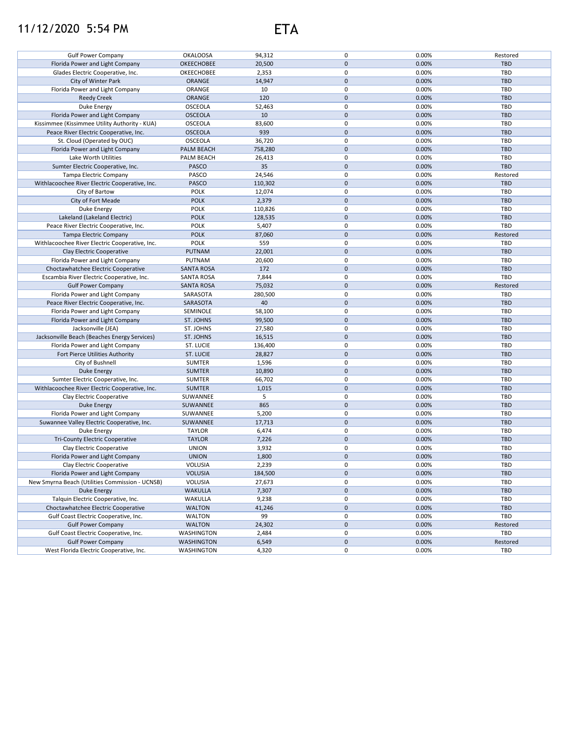# 11/12/2020 5:54 PM ETA

| | | | | | |
|---|---|---|---|---|---|
| Gulf Power Company | OKALOOSA | 94,312 | 0 | 0.00% | Restored |
| Florida Power and Light Company | OKEECHOBEE | 20,500 | 0 | 0.00% | TBD |
| Glades Electric Cooperative, Inc. | OKEECHOBEE | 2,353 | 0 | 0.00% | TBD |
| City of Winter Park | ORANGE | 14,947 | 0 | 0.00% | TBD |
| Florida Power and Light Company | ORANGE | 10 | 0 | 0.00% | TBD |
| Reedy Creek | ORANGE | 120 | 0 | 0.00% | TBD |
| Duke Energy | OSCEOLA | 52,463 | 0 | 0.00% | TBD |
| Florida Power and Light Company | OSCEOLA | 10 | 0 | 0.00% | TBD |
| Kissimmee (Kissimmee Utility Authority - KUA) | OSCEOLA | 83,600 | 0 | 0.00% | TBD |
| Peace River Electric Cooperative, Inc. | OSCEOLA | 939 | 0 | 0.00% | TBD |
| St. Cloud (Operated by OUC) | OSCEOLA | 36,720 | 0 | 0.00% | TBD |
| Florida Power and Light Company | PALM BEACH | 758,280 | 0 | 0.00% | TBD |
| Lake Worth Utilities | PALM BEACH | 26,413 | 0 | 0.00% | TBD |
| Sumter Electric Cooperative, Inc. | PASCO | 35 | 0 | 0.00% | TBD |
| Tampa Electric Company | PASCO | 24,546 | 0 | 0.00% | Restored |
| Withlacoochee River Electric Cooperative, Inc. | PASCO | 110,302 | 0 | 0.00% | TBD |
| City of Bartow | POLK | 12,074 | 0 | 0.00% | TBD |
| City of Fort Meade | POLK | 2,379 | 0 | 0.00% | TBD |
| Duke Energy | POLK | 110,826 | 0 | 0.00% | TBD |
| Lakeland (Lakeland Electric) | POLK | 128,535 | 0 | 0.00% | TBD |
| Peace River Electric Cooperative, Inc. | POLK | 5,407 | 0 | 0.00% | TBD |
| Tampa Electric Company | POLK | 87,060 | 0 | 0.00% | Restored |
| Withlacoochee River Electric Cooperative, Inc. | POLK | 559 | 0 | 0.00% | TBD |
| Clay Electric Cooperative | PUTNAM | 22,001 | 0 | 0.00% | TBD |
| Florida Power and Light Company | PUTNAM | 20,600 | 0 | 0.00% | TBD |
| Choctawhatchee Electric Cooperative | SANTA ROSA | 172 | 0 | 0.00% | TBD |
| Escambia River Electric Cooperative, Inc. | SANTA ROSA | 7,844 | 0 | 0.00% | TBD |
| Gulf Power Company | SANTA ROSA | 75,032 | 0 | 0.00% | Restored |
| Florida Power and Light Company | SARASOTA | 280,500 | 0 | 0.00% | TBD |
| Peace River Electric Cooperative, Inc. | SARASOTA | 40 | 0 | 0.00% | TBD |
| Florida Power and Light Company | SEMINOLE | 58,100 | 0 | 0.00% | TBD |
| Florida Power and Light Company | ST. JOHNS | 99,500 | 0 | 0.00% | TBD |
| Jacksonville (JEA) | ST. JOHNS | 27,580 | 0 | 0.00% | TBD |
| Jacksonville Beach (Beaches Energy Services) | ST. JOHNS | 16,515 | 0 | 0.00% | TBD |
| Florida Power and Light Company | ST. LUCIE | 136,400 | 0 | 0.00% | TBD |
| Fort Pierce Utilities Authority | ST. LUCIE | 28,827 | 0 | 0.00% | TBD |
| City of Bushnell | SUMTER | 1,596 | 0 | 0.00% | TBD |
| Duke Energy | SUMTER | 10,890 | 0 | 0.00% | TBD |
| Sumter Electric Cooperative, Inc. | SUMTER | 66,702 | 0 | 0.00% | TBD |
| Withlacoochee River Electric Cooperative, Inc. | SUMTER | 1,015 | 0 | 0.00% | TBD |
| Clay Electric Cooperative | SUWANNEE | 5 | 0 | 0.00% | TBD |
| Duke Energy | SUWANNEE | 865 | 0 | 0.00% | TBD |
| Florida Power and Light Company | SUWANNEE | 5,200 | 0 | 0.00% | TBD |
| Suwannee Valley Electric Cooperative, Inc. | SUWANNEE | 17,713 | 0 | 0.00% | TBD |
| Duke Energy | TAYLOR | 6,474 | 0 | 0.00% | TBD |
| Tri-County Electric Cooperative | TAYLOR | 7,226 | 0 | 0.00% | TBD |
| Clay Electric Cooperative | UNION | 3,932 | 0 | 0.00% | TBD |
| Florida Power and Light Company | UNION | 1,800 | 0 | 0.00% | TBD |
| Clay Electric Cooperative | VOLUSIA | 2,239 | 0 | 0.00% | TBD |
| Florida Power and Light Company | VOLUSIA | 184,500 | 0 | 0.00% | TBD |
| New Smyrna Beach (Utilities Commission - UCNSB) | VOLUSIA | 27,673 | 0 | 0.00% | TBD |
| Duke Energy | WAKULLA | 7,307 | 0 | 0.00% | TBD |
| Talquin Electric Cooperative, Inc. | WAKULLA | 9,238 | 0 | 0.00% | TBD |
| Choctawhatchee Electric Cooperative | WALTON | 41,246 | 0 | 0.00% | TBD |
| Gulf Coast Electric Cooperative, Inc. | WALTON | 99 | 0 | 0.00% | TBD |
| Gulf Power Company | WALTON | 24,302 | 0 | 0.00% | Restored |
| Gulf Coast Electric Cooperative, Inc. | WASHINGTON | 2,484 | 0 | 0.00% | TBD |
| Gulf Power Company | WASHINGTON | 6,549 | 0 | 0.00% | Restored |
| West Florida Electric Cooperative, Inc. | WASHINGTON | 4,320 | 0 | 0.00% | TBD |